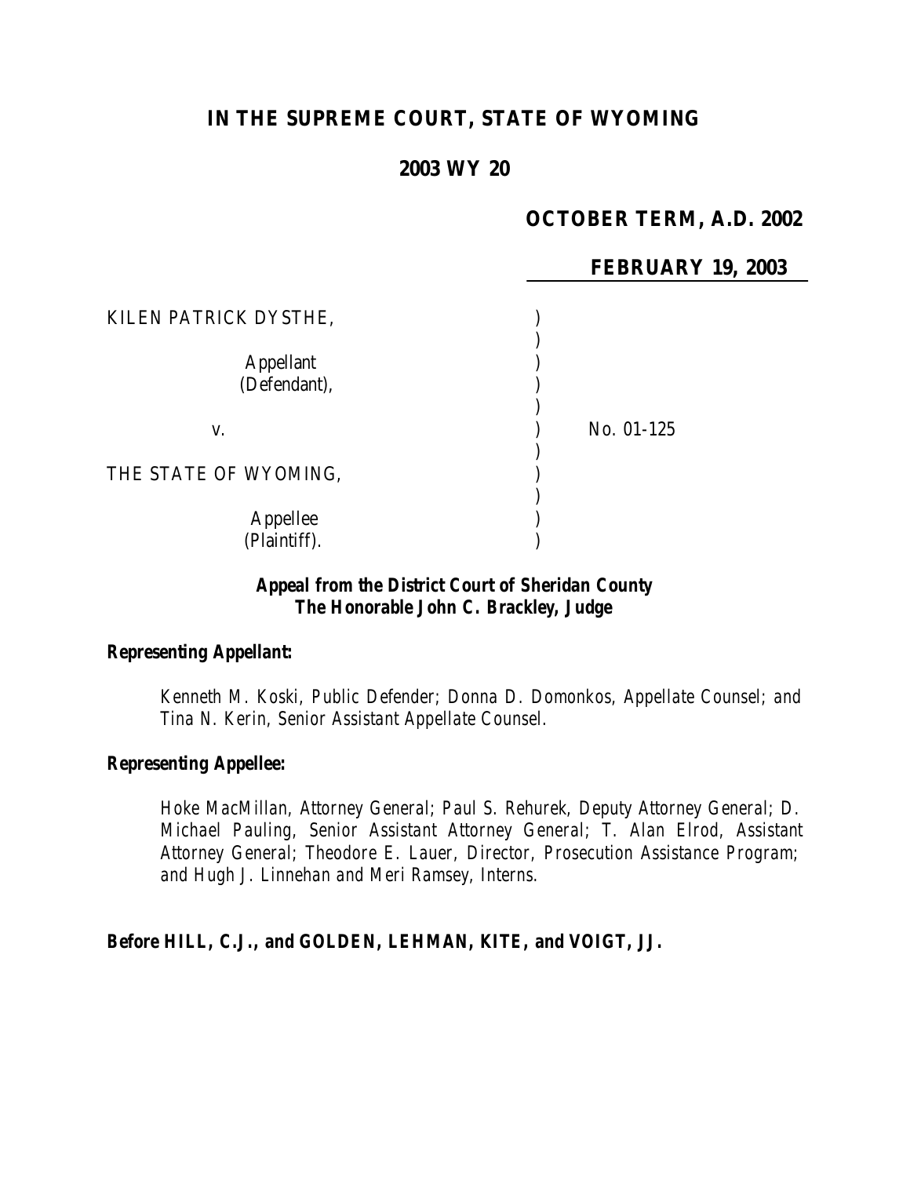# IN THE SUPREME COURT, STATE OF WYOMING

## 2003 WY 20

**OCTOBER TERM, A.D. 2002**

**FEBRUARY 19, 2003**

| | | |
|---|---|---|
| KILEN PATRICK DYSTHE, | ) | |
| | ) | |
| Appellant | ) | |
| (Defendant), | ) | |
| | ) | |
| v. | ) | No. 01-125 |
| | ) | |
| THE STATE OF WYOMING, | ) | |
| | ) | |
| Appellee | ) | |
| (Plaintiff). | ) | |

***Appeal from the District Court of Sheridan County***
***The Honorable John C. Brackley, Judge***

***Representing Appellant:***

*Kenneth M. Koski, Public Defender; Donna D. Domonkos, Appellate Counsel; and Tina N. Kerin, Senior Assistant Appellate Counsel.*

***Representing Appellee:***

*Hoke MacMillan, Attorney General; Paul S. Rehurek, Deputy Attorney General; D. Michael Pauling, Senior Assistant Attorney General; T. Alan Elrod, Assistant Attorney General; Theodore E. Lauer, Director, Prosecution Assistance Program; and Hugh J. Linnehan and Meri Ramsey, Interns.*

***Before HILL, C.J., and GOLDEN, LEHMAN, KITE, and VOIGT, JJ.***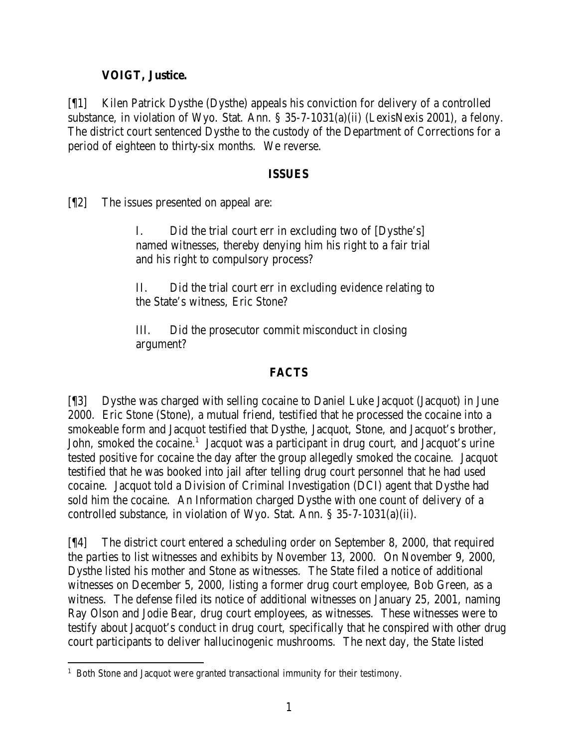**VOIGT, Justice.**

[¶1] Kilen Patrick Dysthe (Dysthe) appeals his conviction for delivery of a controlled substance, in violation of Wyo. Stat. Ann. § 35-7-1031(a)(ii) (LexisNexis 2001), a felony. The district court sentenced Dysthe to the custody of the Department of Corrections for a period of eighteen to thirty-six months. We reverse.

## ISSUES

[¶2] The issues presented on appeal are:

> I. Did the trial court err in excluding two of [Dysthe's] named witnesses, thereby denying him his right to a fair trial and his right to compulsory process?
>
> II. Did the trial court err in excluding evidence relating to the State's witness, Eric Stone?
>
> III. Did the prosecutor commit misconduct in closing argument?

## FACTS

[¶3] Dysthe was charged with selling cocaine to Daniel Luke Jacquot (Jacquot) in June 2000. Eric Stone (Stone), a mutual friend, testified that he processed the cocaine into a smokeable form and Jacquot testified that Dysthe, Jacquot, Stone, and Jacquot's brother, John, smoked the cocaine.[1] Jacquot was a participant in drug court, and Jacquot's urine tested positive for cocaine the day after the group allegedly smoked the cocaine. Jacquot testified that he was booked into jail after telling drug court personnel that he had used cocaine. Jacquot told a Division of Criminal Investigation (DCI) agent that Dysthe had sold him the cocaine. An Information charged Dysthe with one count of delivery of a controlled substance, in violation of Wyo. Stat. Ann. § 35-7-1031(a)(ii).

[¶4] The district court entered a scheduling order on September 8, 2000, that required the parties to list witnesses and exhibits by November 13, 2000. On November 9, 2000, Dysthe listed his mother and Stone as witnesses. The State filed a notice of additional witnesses on December 5, 2000, listing a former drug court employee, Bob Green, as a witness. The defense filed its notice of additional witnesses on January 25, 2001, naming Ray Olson and Jodie Bear, drug court employees, as witnesses. These witnesses were to testify about Jacquot's conduct in drug court, specifically that he conspired with other drug court participants to deliver hallucinogenic mushrooms. The next day, the State listed

---

[1] Both Stone and Jacquot were granted transactional immunity for their testimony.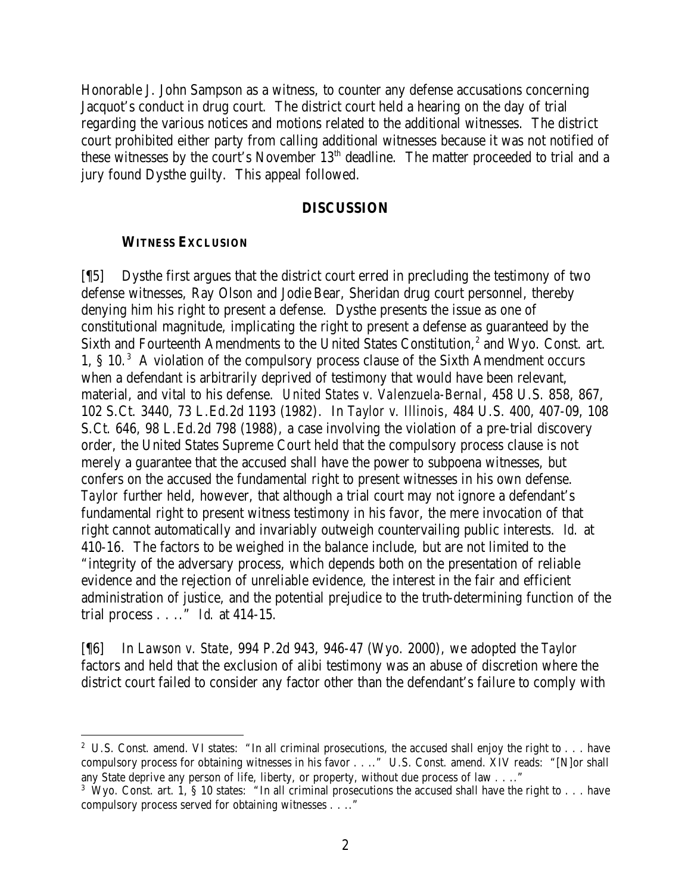Honorable J. John Sampson as a witness, to counter any defense accusations concerning Jacquot's conduct in drug court. The district court held a hearing on the day of trial regarding the various notices and motions related to the additional witnesses. The district court prohibited either party from calling additional witnesses because it was not notified of these witnesses by the court's November 13th deadline. The matter proceeded to trial and a jury found Dysthe guilty. This appeal followed.

## DISCUSSION

### WITNESS EXCLUSION

[¶5] Dysthe first argues that the district court erred in precluding the testimony of two defense witnesses, Ray Olson and Jodie Bear, Sheridan drug court personnel, thereby denying him his right to present a defense. Dysthe presents the issue as one of constitutional magnitude, implicating the right to present a defense as guaranteed by the Sixth and Fourteenth Amendments to the United States Constitution,[2] and Wyo. Const. art. 1, § 10.[3] A violation of the compulsory process clause of the Sixth Amendment occurs when a defendant is arbitrarily deprived of testimony that would have been relevant, material, and vital to his defense. *United States v. Valenzuela-Bernal*, 458 U.S. 858, 867, 102 S.Ct. 3440, 73 L.Ed.2d 1193 (1982). In *Taylor v. Illinois*, 484 U.S. 400, 407-09, 108 S.Ct. 646, 98 L.Ed.2d 798 (1988), a case involving the violation of a pre-trial discovery order, the United States Supreme Court held that the compulsory process clause is not merely a guarantee that the accused shall have the power to subpoena witnesses, but confers on the accused the fundamental right to present witnesses in his own defense. *Taylor* further held, however, that although a trial court may not ignore a defendant's fundamental right to present witness testimony in his favor, the mere invocation of that right cannot automatically and invariably outweigh countervailing public interests. *Id.* at 410-16. The factors to be weighed in the balance include, but are not limited to the "integrity of the adversary process, which depends both on the presentation of reliable evidence and the rejection of unreliable evidence, the interest in the fair and efficient administration of justice, and the potential prejudice to the truth-determining function of the trial process . . .." *Id.* at 414-15.

[¶6] In *Lawson v. State*, 994 P.2d 943, 946-47 (Wyo. 2000), we adopted the *Taylor* factors and held that the exclusion of alibi testimony was an abuse of discretion where the district court failed to consider any factor other than the defendant's failure to comply with

---

[2] U.S. Const. amend. VI states: "In all criminal prosecutions, the accused shall enjoy the right to . . . have compulsory process for obtaining witnesses in his favor . . .." U.S. Const. amend. XIV reads: "[N]or shall any State deprive any person of life, liberty, or property, without due process of law . . .."

[3] Wyo. Const. art. 1, § 10 states: "In all criminal prosecutions the accused shall have the right to . . . have compulsory process served for obtaining witnesses . . .."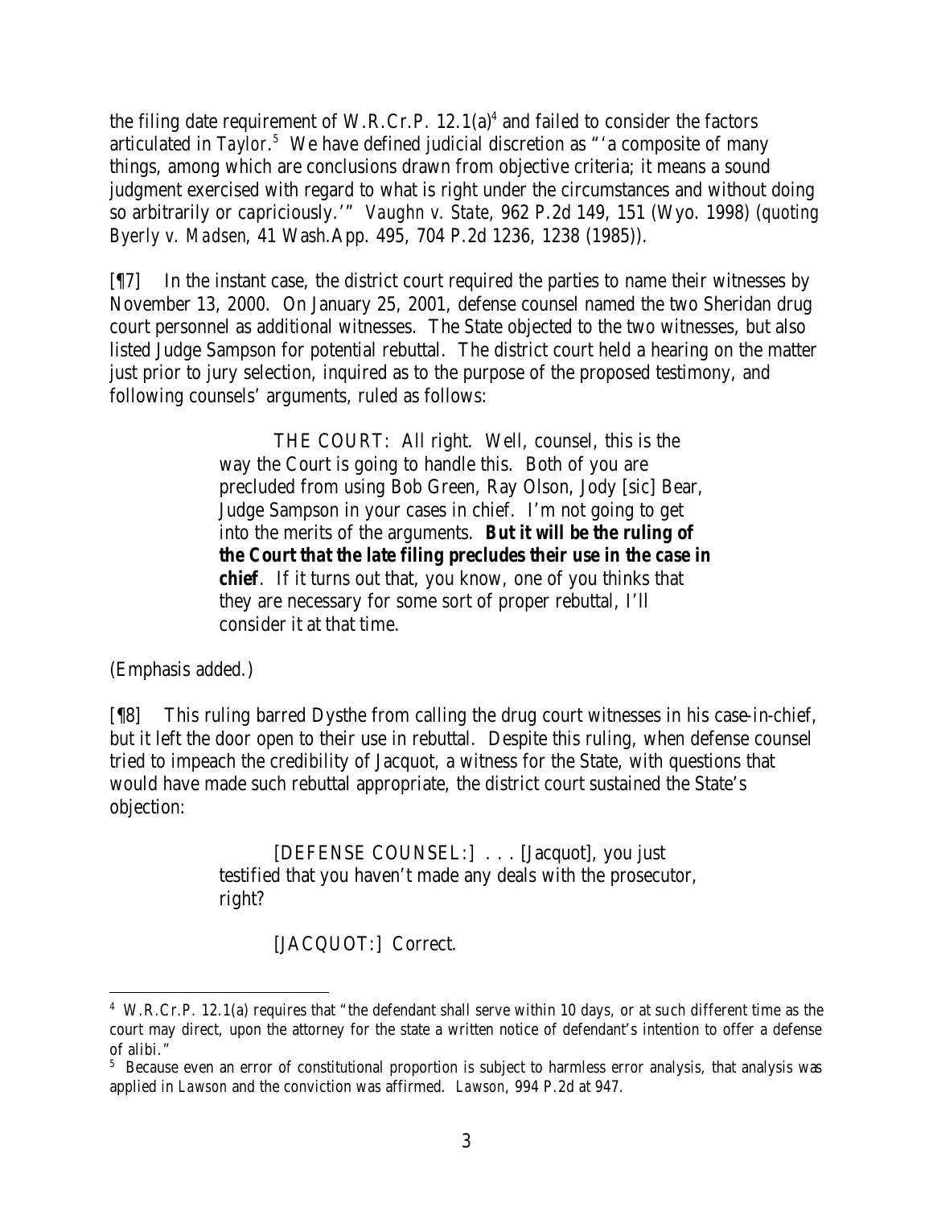the filing date requirement of W.R.Cr.P. 12.1(a)[4] and failed to consider the factors articulated in *Taylor*.[5] We have defined judicial discretion as "'a composite of many things, among which are conclusions drawn from objective criteria; it means a sound judgment exercised with regard to what is right under the circumstances and without doing so arbitrarily or capriciously.'" *Vaughn v. State*, 962 P.2d 149, 151 (Wyo. 1998) (*quoting Byerly v. Madsen*, 41 Wash.App. 495, 704 P.2d 1236, 1238 (1985)).

[¶7] In the instant case, the district court required the parties to name their witnesses by November 13, 2000. On January 25, 2001, defense counsel named the two Sheridan drug court personnel as additional witnesses. The State objected to the two witnesses, but also listed Judge Sampson for potential rebuttal. The district court held a hearing on the matter just prior to jury selection, inquired as to the purpose of the proposed testimony, and following counsels' arguments, ruled as follows:

> THE COURT: All right. Well, counsel, this is the way the Court is going to handle this. Both of you are precluded from using Bob Green, Ray Olson, Jody [sic] Bear, Judge Sampson in your cases in chief. I'm not going to get into the merits of the arguments. ***But it will be the ruling of the Court that the late filing precludes their use in the case in chief***. If it turns out that, you know, one of you thinks that they are necessary for some sort of proper rebuttal, I'll consider it at that time.

(Emphasis added.)

[¶8] This ruling barred Dysthe from calling the drug court witnesses in his case-in-chief, but it left the door open to their use in rebuttal. Despite this ruling, when defense counsel tried to impeach the credibility of Jacquot, a witness for the State, with questions that would have made such rebuttal appropriate, the district court sustained the State's objection:

> [DEFENSE COUNSEL:] . . . [Jacquot], you just testified that you haven't made any deals with the prosecutor, right?
>
> [JACQUOT:] Correct.

---

[4] W.R.Cr.P. 12.1(a) requires that "the defendant shall serve within 10 days, or at such different time as the court may direct, upon the attorney for the state a written notice of defendant's intention to offer a defense of alibi."

[5] Because even an error of constitutional proportion is subject to harmless error analysis, that analysis was applied in *Lawson* and the conviction was affirmed. *Lawson*, 994 P.2d at 947.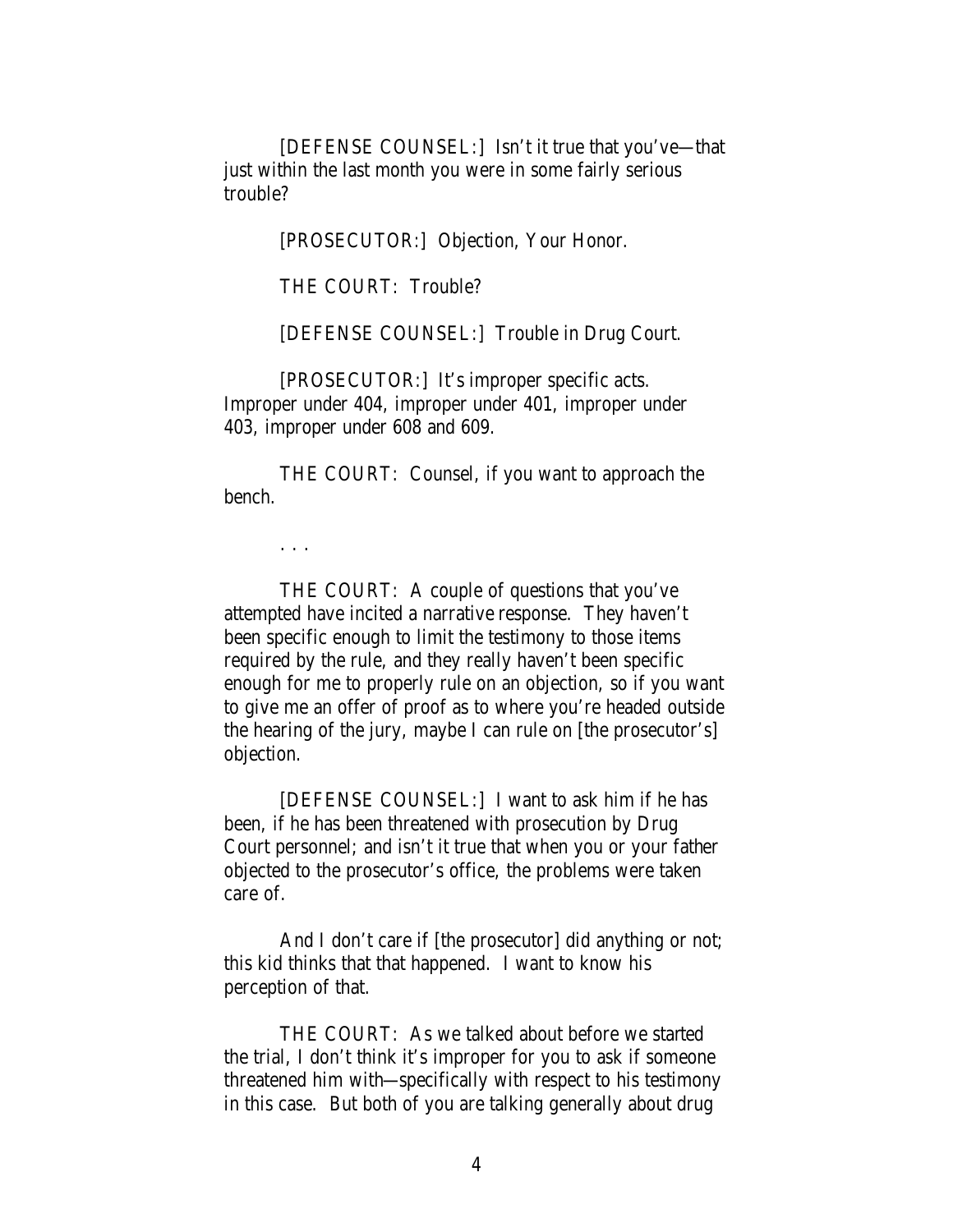[DEFENSE COUNSEL:] Isn't it true that you've—that just within the last month you were in some fairly serious trouble?

[PROSECUTOR:] Objection, Your Honor.

THE COURT: Trouble?

[DEFENSE COUNSEL:] Trouble in Drug Court.

[PROSECUTOR:] It's improper specific acts. Improper under 404, improper under 401, improper under 403, improper under 608 and 609.

THE COURT: Counsel, if you want to approach the bench.

. . .

THE COURT: A couple of questions that you've attempted have incited a narrative response. They haven't been specific enough to limit the testimony to those items required by the rule, and they really haven't been specific enough for me to properly rule on an objection, so if you want to give me an offer of proof as to where you're headed outside the hearing of the jury, maybe I can rule on [the prosecutor's] objection.

[DEFENSE COUNSEL:] I want to ask him if he has been, if he has been threatened with prosecution by Drug Court personnel; and isn't it true that when you or your father objected to the prosecutor's office, the problems were taken care of.

And I don't care if [the prosecutor] did anything or not; this kid thinks that that happened. I want to know his perception of that.

THE COURT: As we talked about before we started the trial, I don't think it's improper for you to ask if someone threatened him with—specifically with respect to his testimony in this case. But both of you are talking generally about drug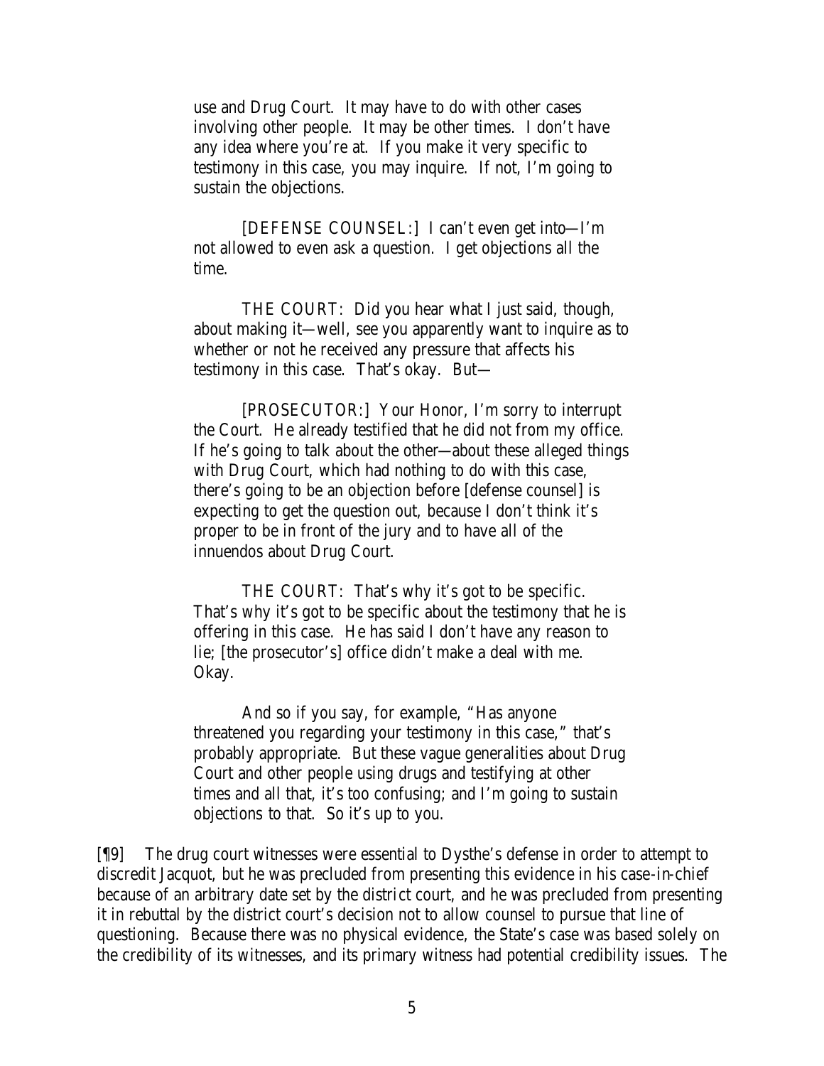use and Drug Court. It may have to do with other cases involving other people. It may be other times. I don't have any idea where you're at. If you make it very specific to testimony in this case, you may inquire. If not, I'm going to sustain the objections.

[DEFENSE COUNSEL:] I can't even get into—I'm not allowed to even ask a question. I get objections all the time.

THE COURT: Did you hear what I just said, though, about making it—well, see you apparently want to inquire as to whether or not he received any pressure that affects his testimony in this case. That's okay. But—

[PROSECUTOR:] Your Honor, I'm sorry to interrupt the Court. He already testified that he did not from my office. If he's going to talk about the other—about these alleged things with Drug Court, which had nothing to do with this case, there's going to be an objection before [defense counsel] is expecting to get the question out, because I don't think it's proper to be in front of the jury and to have all of the innuendos about Drug Court.

THE COURT: That's why it's got to be specific. That's why it's got to be specific about the testimony that he is offering in this case. He has said I don't have any reason to lie; [the prosecutor's] office didn't make a deal with me. Okay.

And so if you say, for example, "Has anyone threatened you regarding your testimony in this case," that's probably appropriate. But these vague generalities about Drug Court and other people using drugs and testifying at other times and all that, it's too confusing; and I'm going to sustain objections to that. So it's up to you.

[¶9] The drug court witnesses were essential to Dysthe's defense in order to attempt to discredit Jacquot, but he was precluded from presenting this evidence in his case-in-chief because of an arbitrary date set by the district court, and he was precluded from presenting it in rebuttal by the district court's decision not to allow counsel to pursue that line of questioning. Because there was no physical evidence, the State's case was based solely on the credibility of its witnesses, and its primary witness had potential credibility issues. The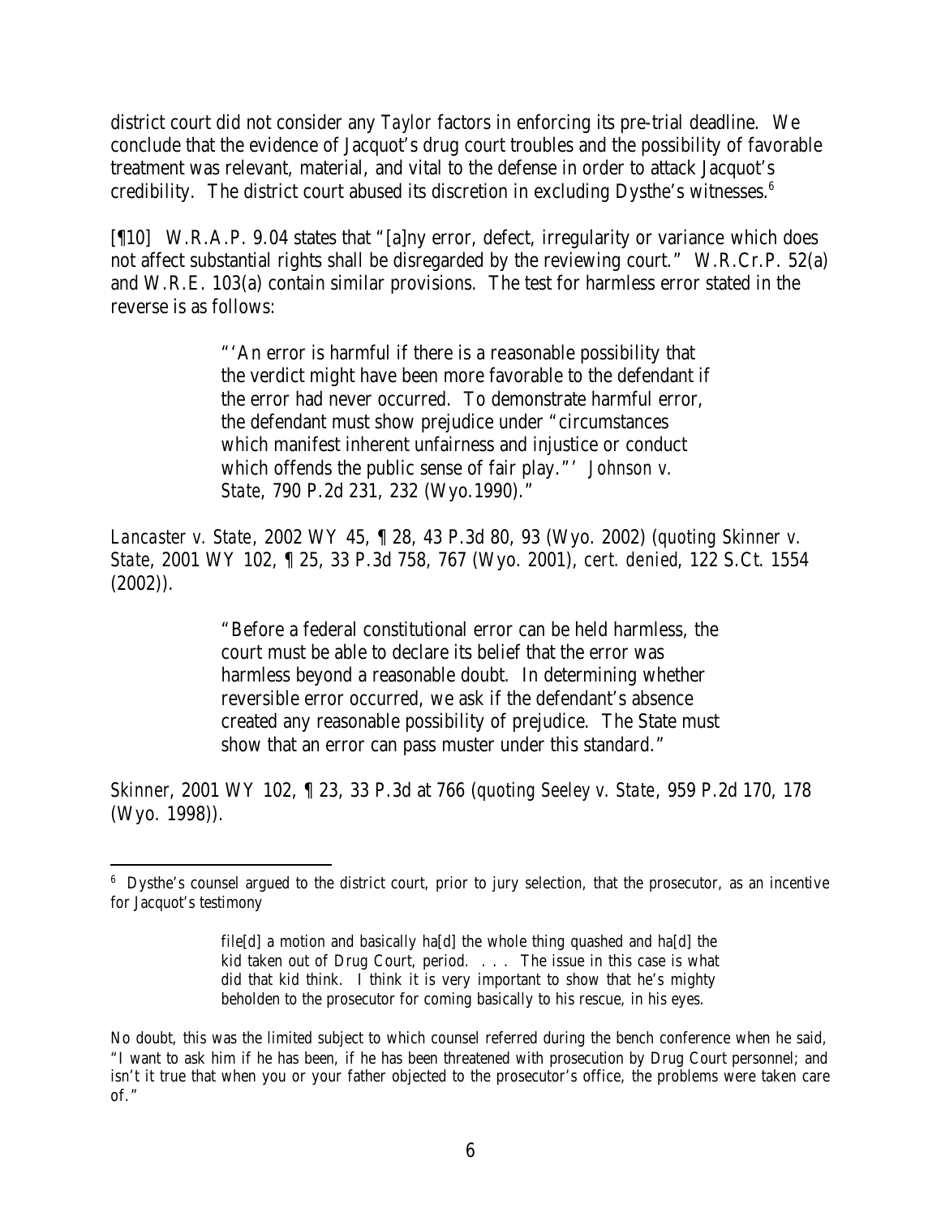district court did not consider any *Taylor* factors in enforcing its pre-trial deadline. We conclude that the evidence of Jacquot's drug court troubles and the possibility of favorable treatment was relevant, material, and vital to the defense in order to attack Jacquot's credibility. The district court abused its discretion in excluding Dysthe's witnesses.[6]

[¶10] W.R.A.P. 9.04 states that "[a]ny error, defect, irregularity or variance which does not affect substantial rights shall be disregarded by the reviewing court." W.R.Cr.P. 52(a) and W.R.E. 103(a) contain similar provisions. The test for harmless error stated in the reverse is as follows:

> "'An error is harmful if there is a reasonable possibility that the verdict might have been more favorable to the defendant if the error had never occurred. To demonstrate harmful error, the defendant must show prejudice under "circumstances which manifest inherent unfairness and injustice or conduct which offends the public sense of fair play."' *Johnson v. State*, 790 P.2d 231, 232 (Wyo.1990)."

*Lancaster v. State*, 2002 WY 45, ¶ 28, 43 P.3d 80, 93 (Wyo. 2002) (*quoting Skinner v. State*, 2001 WY 102, ¶ 25, 33 P.3d 758, 767 (Wyo. 2001), *cert. denied*, 122 S.Ct. 1554 (2002)).

> "Before a federal constitutional error can be held harmless, the court must be able to declare its belief that the error was harmless beyond a reasonable doubt. In determining whether reversible error occurred, we ask if the defendant's absence created any reasonable possibility of prejudice. The State must show that an error can pass muster under this standard."

*Skinner*, 2001 WY 102, ¶ 23, 33 P.3d at 766 (*quoting Seeley v. State*, 959 P.2d 170, 178 (Wyo. 1998)).

---

[6] Dysthe's counsel argued to the district court, prior to jury selection, that the prosecutor, as an incentive for Jacquot's testimony

> file[d] a motion and basically ha[d] the whole thing quashed and ha[d] the kid taken out of Drug Court, period. . . . The issue in this case is what did that kid think. I think it is very important to show that he's mighty beholden to the prosecutor for coming basically to his rescue, in his eyes.

No doubt, this was the limited subject to which counsel referred during the bench conference when he said, "I want to ask him if he has been, if he has been threatened with prosecution by Drug Court personnel; and isn't it true that when you or your father objected to the prosecutor's office, the problems were taken care of."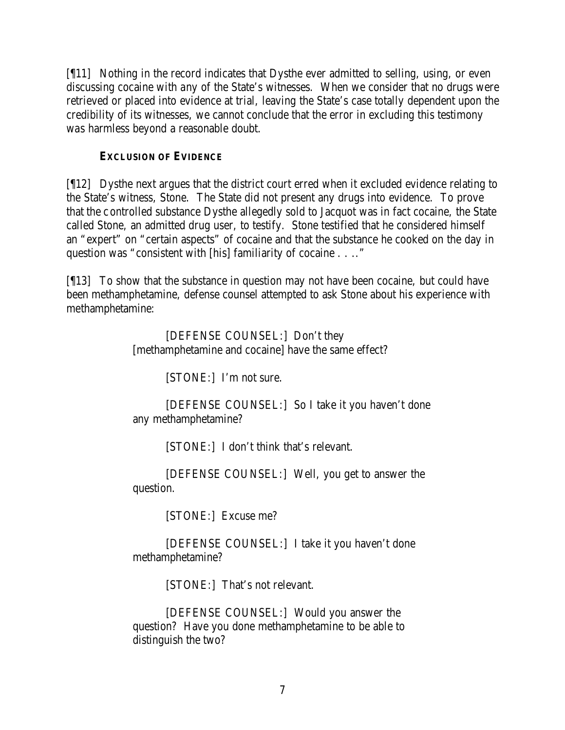[¶11] Nothing in the record indicates that Dysthe ever admitted to selling, using, or even discussing cocaine with any of the State's witnesses. When we consider that no drugs were retrieved or placed into evidence at trial, leaving the State's case totally dependent upon the credibility of its witnesses, we cannot conclude that the error in excluding this testimony was harmless beyond a reasonable doubt.

### EXCLUSION OF EVIDENCE

[¶12] Dysthe next argues that the district court erred when it excluded evidence relating to the State's witness, Stone. The State did not present any drugs into evidence. To prove that the controlled substance Dysthe allegedly sold to Jacquot was in fact cocaine, the State called Stone, an admitted drug user, to testify. Stone testified that he considered himself an "expert" on "certain aspects" of cocaine and that the substance he cooked on the day in question was "consistent with [his] familiarity of cocaine . . .."

[¶13] To show that the substance in question may not have been cocaine, but could have been methamphetamine, defense counsel attempted to ask Stone about his experience with methamphetamine:

> [DEFENSE COUNSEL:] Don't they [methamphetamine and cocaine] have the same effect?
>
> [STONE:] I'm not sure.
>
> [DEFENSE COUNSEL:] So I take it you haven't done any methamphetamine?
>
> [STONE:] I don't think that's relevant.
>
> [DEFENSE COUNSEL:] Well, you get to answer the question.
>
> [STONE:] Excuse me?
>
> [DEFENSE COUNSEL:] I take it you haven't done methamphetamine?
>
> [STONE:] That's not relevant.
>
> [DEFENSE COUNSEL:] Would you answer the question? Have you done methamphetamine to be able to distinguish the two?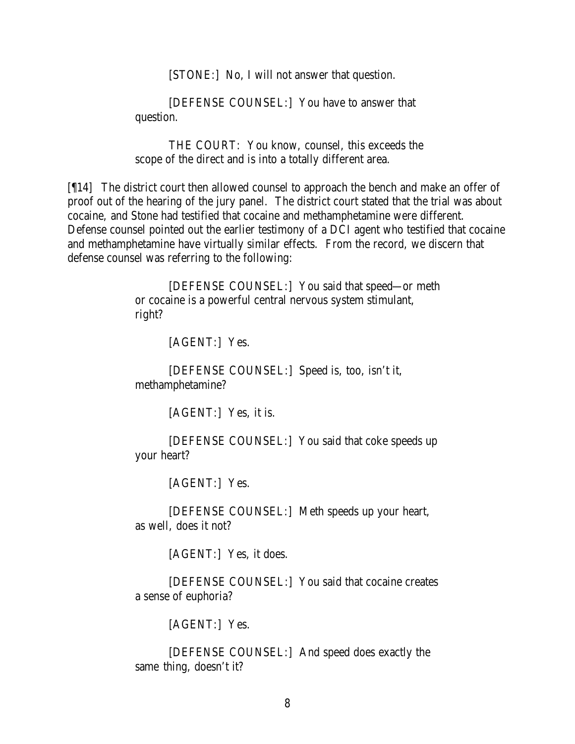[STONE:] No, I will not answer that question.

[DEFENSE COUNSEL:] You have to answer that question.

THE COURT: You know, counsel, this exceeds the scope of the direct and is into a totally different area.

[¶14] The district court then allowed counsel to approach the bench and make an offer of proof out of the hearing of the jury panel. The district court stated that the trial was about cocaine, and Stone had testified that cocaine and methamphetamine were different. Defense counsel pointed out the earlier testimony of a DCI agent who testified that cocaine and methamphetamine have virtually similar effects. From the record, we discern that defense counsel was referring to the following:

> [DEFENSE COUNSEL:] You said that speed—or meth or cocaine is a powerful central nervous system stimulant, right?
>
> [AGENT:] Yes.
>
> [DEFENSE COUNSEL:] Speed is, too, isn't it, methamphetamine?
>
> [AGENT:] Yes, it is.
>
> [DEFENSE COUNSEL:] You said that coke speeds up your heart?
>
> [AGENT:] Yes.
>
> [DEFENSE COUNSEL:] Meth speeds up your heart, as well, does it not?
>
> [AGENT:] Yes, it does.
>
> [DEFENSE COUNSEL:] You said that cocaine creates a sense of euphoria?
>
> [AGENT:] Yes.
>
> [DEFENSE COUNSEL:] And speed does exactly the same thing, doesn't it?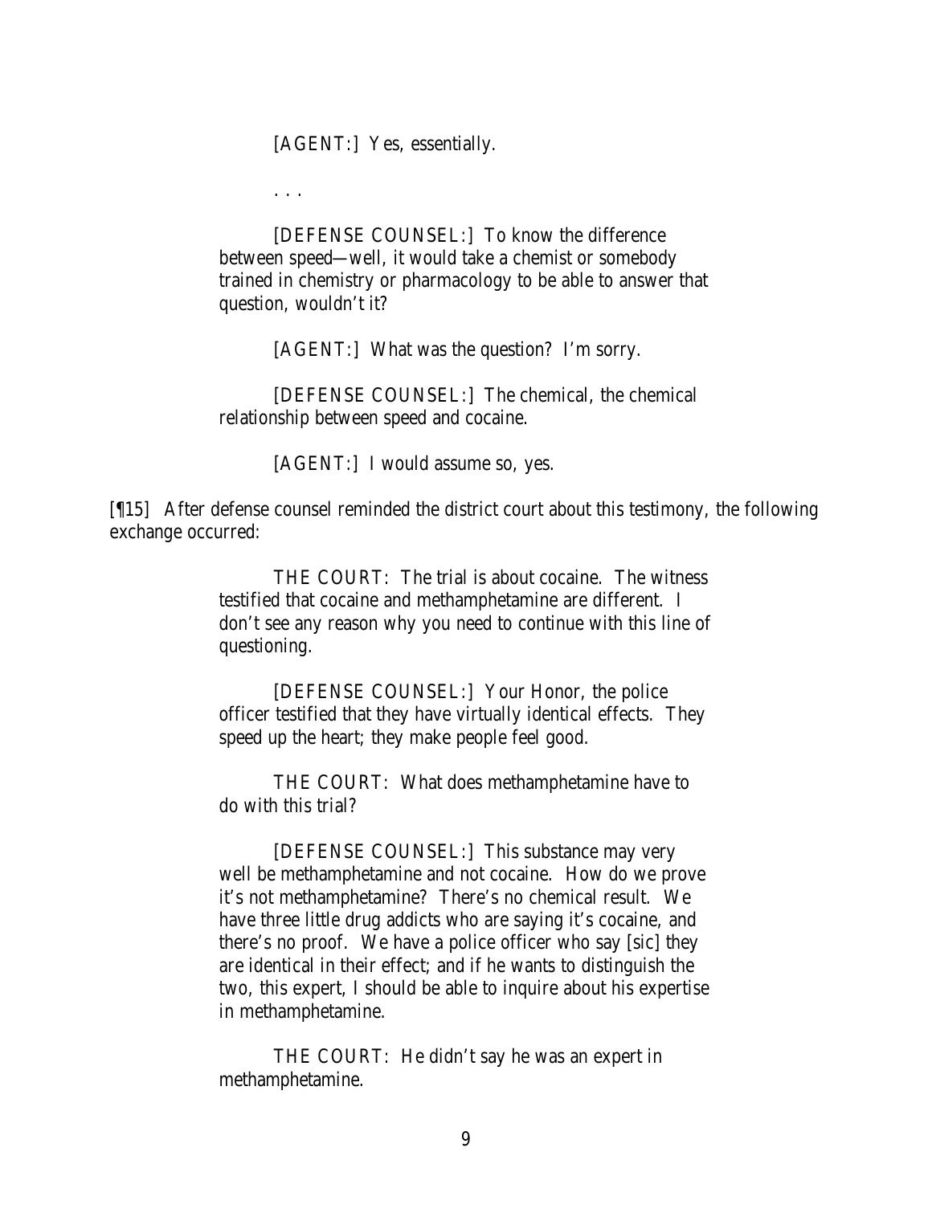[AGENT:] Yes, essentially.

. . .

[DEFENSE COUNSEL:] To know the difference between speed—well, it would take a chemist or somebody trained in chemistry or pharmacology to be able to answer that question, wouldn't it?

[AGENT:] What was the question? I'm sorry.

[DEFENSE COUNSEL:] The chemical, the chemical relationship between speed and cocaine.

[AGENT:] I would assume so, yes.

[¶15] After defense counsel reminded the district court about this testimony, the following exchange occurred:

THE COURT: The trial is about cocaine. The witness testified that cocaine and methamphetamine are different. I don't see any reason why you need to continue with this line of questioning.

[DEFENSE COUNSEL:] Your Honor, the police officer testified that they have virtually identical effects. They speed up the heart; they make people feel good.

THE COURT: What does methamphetamine have to do with this trial?

[DEFENSE COUNSEL:] This substance may very well be methamphetamine and not cocaine. How do we prove it's not methamphetamine? There's no chemical result. We have three little drug addicts who are saying it's cocaine, and there's no proof. We have a police officer who say [sic] they are identical in their effect; and if he wants to distinguish the two, this expert, I should be able to inquire about his expertise in methamphetamine.

THE COURT: He didn't say he was an expert in methamphetamine.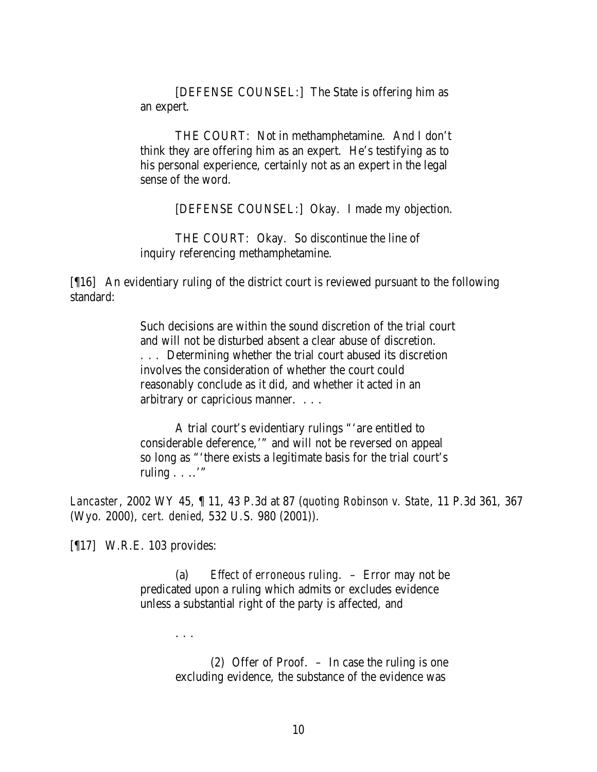> [DEFENSE COUNSEL:] The State is offering him as an expert.
>
> THE COURT: Not in methamphetamine. And I don't think they are offering him as an expert. He's testifying as to his personal experience, certainly not as an expert in the legal sense of the word.
>
> [DEFENSE COUNSEL:] Okay. I made my objection.
>
> THE COURT: Okay. So discontinue the line of inquiry referencing methamphetamine.

[¶16] An evidentiary ruling of the district court is reviewed pursuant to the following standard:

> Such decisions are within the sound discretion of the trial court and will not be disturbed absent a clear abuse of discretion. . . . Determining whether the trial court abused its discretion involves the consideration of whether the court could reasonably conclude as it did, and whether it acted in an arbitrary or capricious manner. . . .
>
> A trial court's evidentiary rulings "'are entitled to considerable deference,'" and will not be reversed on appeal so long as "'there exists a legitimate basis for the trial court's ruling . . ..'"

*Lancaster*, 2002 WY 45, ¶ 11, 43 P.3d at 87 (*quoting Robinson v. State*, 11 P.3d 361, 367 (Wyo. 2000), *cert. denied*, 532 U.S. 980 (2001)).

[¶17] W.R.E. 103 provides:

> (a) *Effect of erroneous ruling*. – Error may not be predicated upon a ruling which admits or excludes evidence unless a substantial right of the party is affected, and
>
> . . .
>
> (2) Offer of Proof. – In case the ruling is one excluding evidence, the substance of the evidence was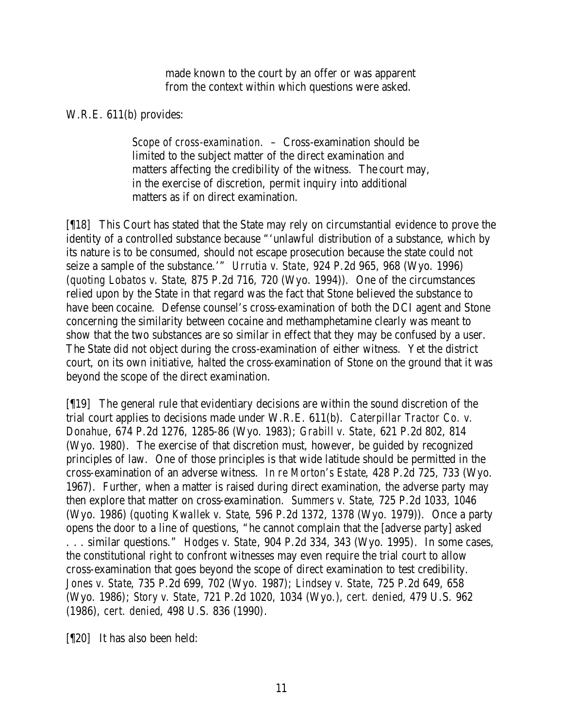> made known to the court by an offer or was apparent from the context within which questions were asked.

W.R.E. 611(b) provides:

> *Scope of cross-examination.* – Cross-examination should be limited to the subject matter of the direct examination and matters affecting the credibility of the witness. The court may, in the exercise of discretion, permit inquiry into additional matters as if on direct examination.

[¶18] This Court has stated that the State may rely on circumstantial evidence to prove the identity of a controlled substance because "'unlawful distribution of a substance, which by its nature is to be consumed, should not escape prosecution because the state could not seize a sample of the substance.'" *Urrutia v. State*, 924 P.2d 965, 968 (Wyo. 1996) (*quoting Lobatos v. State*, 875 P.2d 716, 720 (Wyo. 1994)). One of the circumstances relied upon by the State in that regard was the fact that Stone believed the substance to have been cocaine. Defense counsel's cross-examination of both the DCI agent and Stone concerning the similarity between cocaine and methamphetamine clearly was meant to show that the two substances are so similar in effect that they may be confused by a user. The State did not object during the cross-examination of either witness. Yet the district court, on its own initiative, halted the cross-examination of Stone on the ground that it was beyond the scope of the direct examination.

[¶19] The general rule that evidentiary decisions are within the sound discretion of the trial court applies to decisions made under W.R.E. 611(b). *Caterpillar Tractor Co. v. Donahue*, 674 P.2d 1276, 1285-86 (Wyo. 1983); *Grabill v. State*, 621 P.2d 802, 814 (Wyo. 1980). The exercise of that discretion must, however, be guided by recognized principles of law. One of those principles is that wide latitude should be permitted in the cross-examination of an adverse witness. *In re Morton's Estate*, 428 P.2d 725, 733 (Wyo. 1967). Further, when a matter is raised during direct examination, the adverse party may then explore that matter on cross-examination. *Summers v. State*, 725 P.2d 1033, 1046 (Wyo. 1986) (*quoting Kwallek v. State*, 596 P.2d 1372, 1378 (Wyo. 1979)). Once a party opens the door to a line of questions, "he cannot complain that the [adverse party] asked . . . similar questions." *Hodges v. State*, 904 P.2d 334, 343 (Wyo. 1995). In some cases, the constitutional right to confront witnesses may even require the trial court to allow cross-examination that goes beyond the scope of direct examination to test credibility. *Jones v. State*, 735 P.2d 699, 702 (Wyo. 1987); *Lindsey v. State*, 725 P.2d 649, 658 (Wyo. 1986); *Story v. State*, 721 P.2d 1020, 1034 (Wyo.), *cert. denied*, 479 U.S. 962 (1986), *cert. denied*, 498 U.S. 836 (1990).

[¶20] It has also been held: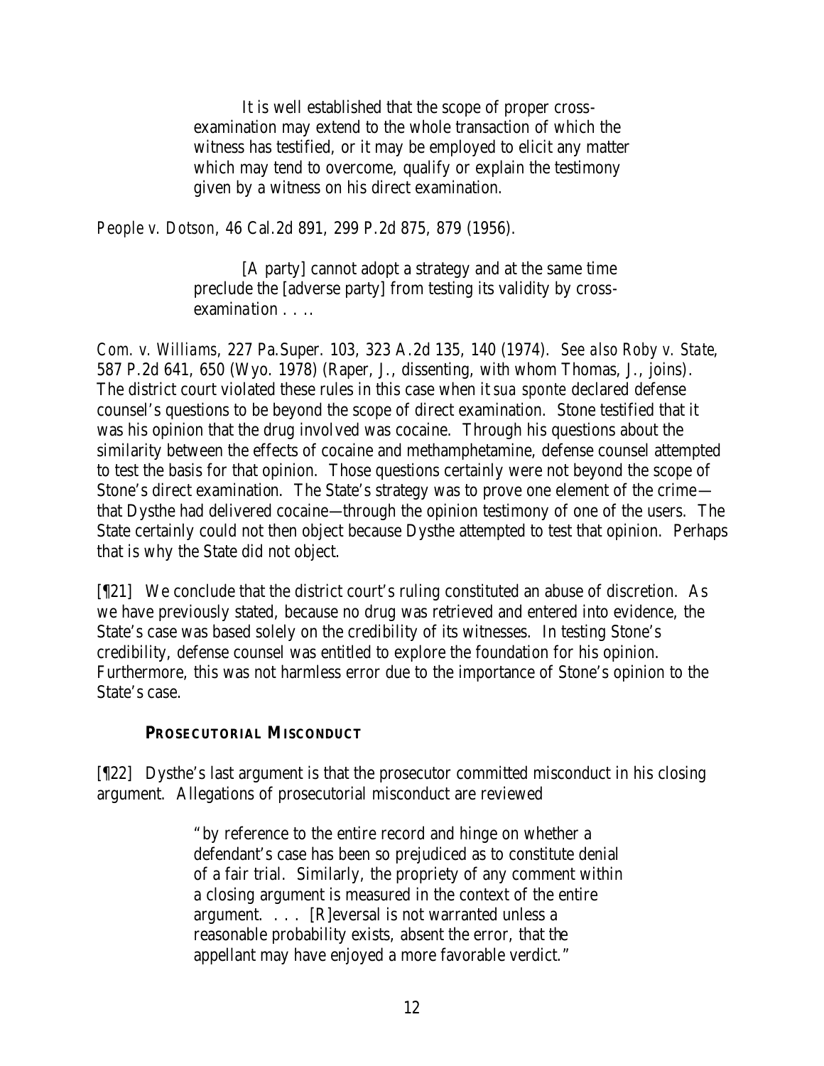> It is well established that the scope of proper cross-examination may extend to the whole transaction of which the witness has testified, or it may be employed to elicit any matter which may tend to overcome, qualify or explain the testimony given by a witness on his direct examination.

*People v. Dotson*, 46 Cal.2d 891, 299 P.2d 875, 879 (1956).

> [A party] cannot adopt a strategy and at the same time preclude the [adverse party] from testing its validity by cross-examination . . ..

*Com. v. Williams*, 227 Pa.Super. 103, 323 A.2d 135, 140 (1974). *See also Roby v. State*, 587 P.2d 641, 650 (Wyo. 1978) (Raper, J., dissenting, with whom Thomas, J., joins). The district court violated these rules in this case when it *sua sponte* declared defense counsel's questions to be beyond the scope of direct examination. Stone testified that it was his opinion that the drug involved was cocaine. Through his questions about the similarity between the effects of cocaine and methamphetamine, defense counsel attempted to test the basis for that opinion. Those questions certainly were not beyond the scope of Stone's direct examination. The State's strategy was to prove one element of the crime—that Dysthe had delivered cocaine—through the opinion testimony of one of the users. The State certainly could not then object because Dysthe attempted to test that opinion. Perhaps that is why the State did not object.

[¶21] We conclude that the district court's ruling constituted an abuse of discretion. As we have previously stated, because no drug was retrieved and entered into evidence, the State's case was based solely on the credibility of its witnesses. In testing Stone's credibility, defense counsel was entitled to explore the foundation for his opinion. Furthermore, this was not harmless error due to the importance of Stone's opinion to the State's case.

## PROSECUTORIAL MISCONDUCT

[¶22] Dysthe's last argument is that the prosecutor committed misconduct in his closing argument. Allegations of prosecutorial misconduct are reviewed

> "by reference to the entire record and hinge on whether a defendant's case has been so prejudiced as to constitute denial of a fair trial. Similarly, the propriety of any comment within a closing argument is measured in the context of the entire argument. . . . [R]eversal is not warranted unless a reasonable probability exists, absent the error, that the appellant may have enjoyed a more favorable verdict."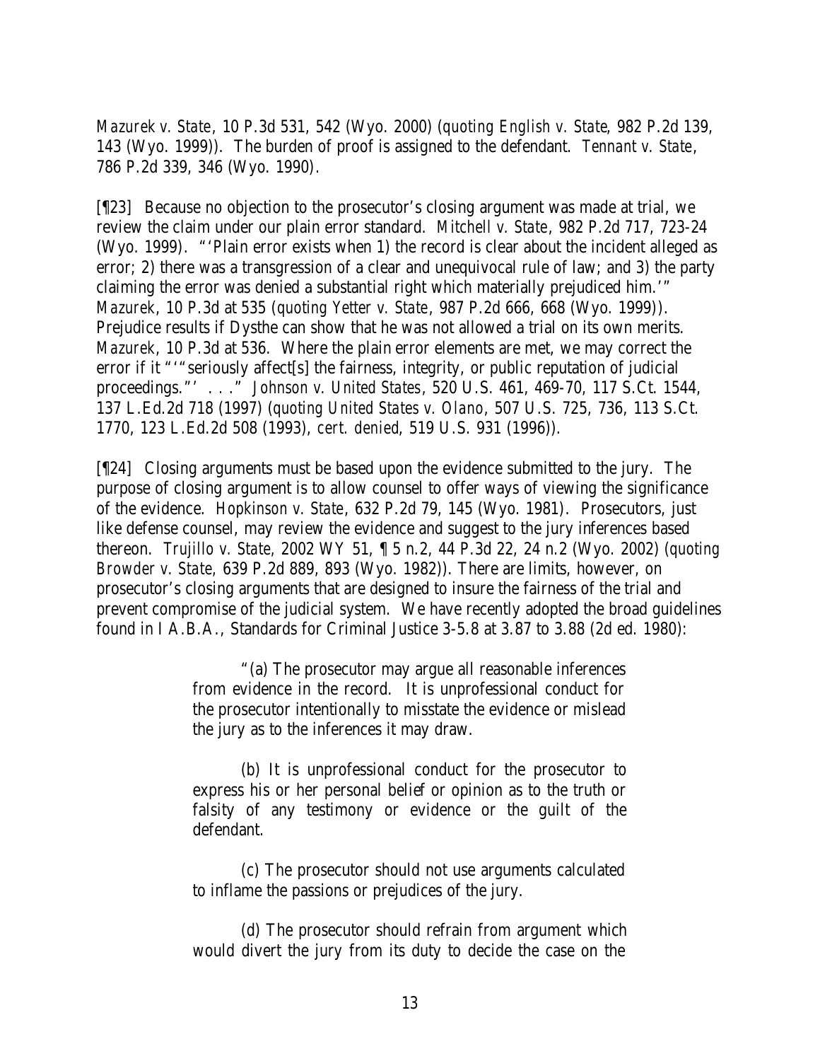*Mazurek v. State*, 10 P.3d 531, 542 (Wyo. 2000) (*quoting English v. State*, 982 P.2d 139, 143 (Wyo. 1999)). The burden of proof is assigned to the defendant. *Tennant v. State*, 786 P.2d 339, 346 (Wyo. 1990).

[¶23] Because no objection to the prosecutor's closing argument was made at trial, we review the claim under our plain error standard. *Mitchell v. State*, 982 P.2d 717, 723-24 (Wyo. 1999). "'Plain error exists when 1) the record is clear about the incident alleged as error; 2) there was a transgression of a clear and unequivocal rule of law; and 3) the party claiming the error was denied a substantial right which materially prejudiced him.'" *Mazurek*, 10 P.3d at 535 (*quoting Yetter v. State*, 987 P.2d 666, 668 (Wyo. 1999)). Prejudice results if Dysthe can show that he was not allowed a trial on its own merits. *Mazurek*, 10 P.3d at 536. Where the plain error elements are met, we may correct the error if it "'"seriously affect[s] the fairness, integrity, or public reputation of judicial proceedings."' . . ." *Johnson v. United States*, 520 U.S. 461, 469-70, 117 S.Ct. 1544, 137 L.Ed.2d 718 (1997) (*quoting United States v. Olano*, 507 U.S. 725, 736, 113 S.Ct. 1770, 123 L.Ed.2d 508 (1993), *cert. denied*, 519 U.S. 931 (1996)).

[¶24] Closing arguments must be based upon the evidence submitted to the jury. The purpose of closing argument is to allow counsel to offer ways of viewing the significance of the evidence. *Hopkinson v. State*, 632 P.2d 79, 145 (Wyo. 1981). Prosecutors, just like defense counsel, may review the evidence and suggest to the jury inferences based thereon. *Trujillo v. State*, 2002 WY 51, ¶ 5 n.2, 44 P.3d 22, 24 n.2 (Wyo. 2002) (*quoting Browder v. State*, 639 P.2d 889, 893 (Wyo. 1982)). There are limits, however, on prosecutor's closing arguments that are designed to insure the fairness of the trial and prevent compromise of the judicial system. We have recently adopted the broad guidelines found in I A.B.A., Standards for Criminal Justice 3-5.8 at 3.87 to 3.88 (2d ed. 1980):

> "(a) The prosecutor may argue all reasonable inferences from evidence in the record. It is unprofessional conduct for the prosecutor intentionally to misstate the evidence or mislead the jury as to the inferences it may draw.
>
> (b) It is unprofessional conduct for the prosecutor to express his or her personal belief or opinion as to the truth or falsity of any testimony or evidence or the guilt of the defendant.
>
> (c) The prosecutor should not use arguments calculated to inflame the passions or prejudices of the jury.
>
> (d) The prosecutor should refrain from argument which would divert the jury from its duty to decide the case on the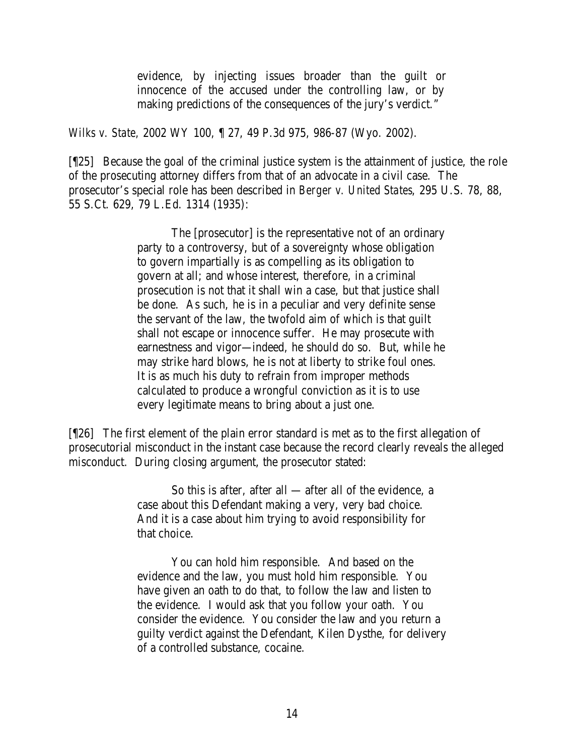> evidence, by injecting issues broader than the guilt or innocence of the accused under the controlling law, or by making predictions of the consequences of the jury's verdict."

*Wilks v. State*, 2002 WY 100, ¶ 27, 49 P.3d 975, 986-87 (Wyo. 2002).

[¶25] Because the goal of the criminal justice system is the attainment of justice, the role of the prosecuting attorney differs from that of an advocate in a civil case. The prosecutor's special role has been described in *Berger v. United States*, 295 U.S. 78, 88, 55 S.Ct. 629, 79 L.Ed. 1314 (1935):

> The [prosecutor] is the representative not of an ordinary party to a controversy, but of a sovereignty whose obligation to govern impartially is as compelling as its obligation to govern at all; and whose interest, therefore, in a criminal prosecution is not that it shall win a case, but that justice shall be done. As such, he is in a peculiar and very definite sense the servant of the law, the twofold aim of which is that guilt shall not escape or innocence suffer. He may prosecute with earnestness and vigor—indeed, he should do so. But, while he may strike hard blows, he is not at liberty to strike foul ones. It is as much his duty to refrain from improper methods calculated to produce a wrongful conviction as it is to use every legitimate means to bring about a just one.

[¶26] The first element of the plain error standard is met as to the first allegation of prosecutorial misconduct in the instant case because the record clearly reveals the alleged misconduct. During closing argument, the prosecutor stated:

> So this is after, after all — after all of the evidence, a case about this Defendant making a very, very bad choice. And it is a case about him trying to avoid responsibility for that choice.
>
> You can hold him responsible. And based on the evidence and the law, you must hold him responsible. You have given an oath to do that, to follow the law and listen to the evidence. I would ask that you follow your oath. You consider the evidence. You consider the law and you return a guilty verdict against the Defendant, Kilen Dysthe, for delivery of a controlled substance, cocaine.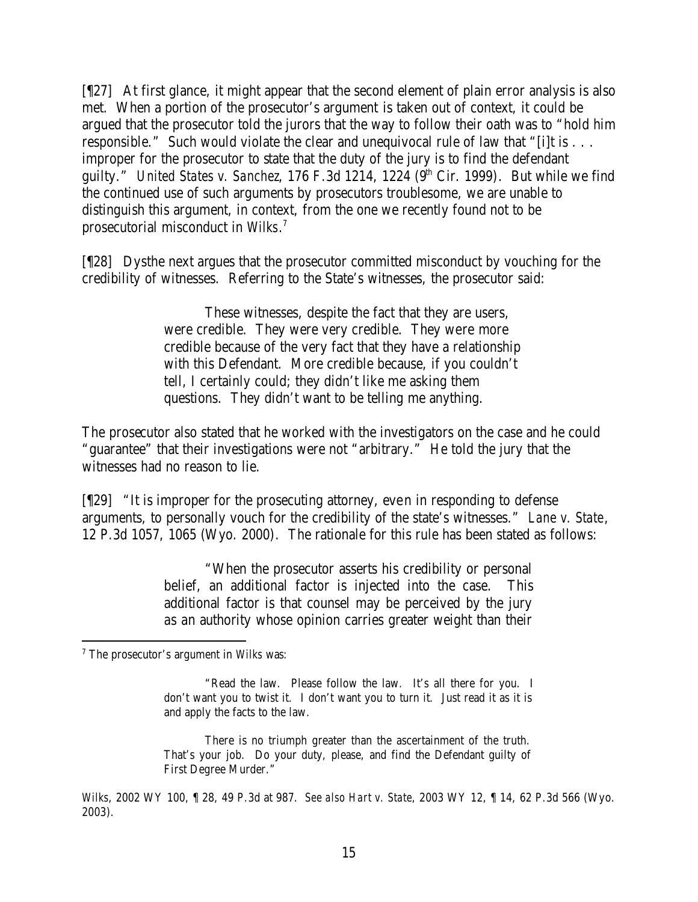[¶27] At first glance, it might appear that the second element of plain error analysis is also met. When a portion of the prosecutor's argument is taken out of context, it could be argued that the prosecutor told the jurors that the way to follow their oath was to "hold him responsible." Such would violate the clear and unequivocal rule of law that "[i]t is . . . improper for the prosecutor to state that the duty of the jury is to find the defendant guilty." *United States v. Sanchez*, 176 F.3d 1214, 1224 (9th Cir. 1999). But while we find the continued use of such arguments by prosecutors troublesome, we are unable to distinguish this argument, in context, from the one we recently found not to be prosecutorial misconduct in *Wilks*.[7]

[¶28] Dysthe next argues that the prosecutor committed misconduct by vouching for the credibility of witnesses. Referring to the State's witnesses, the prosecutor said:

> These witnesses, despite the fact that they are users, were credible. They were very credible. They were more credible because of the very fact that they have a relationship with this Defendant. More credible because, if you couldn't tell, I certainly could; they didn't like me asking them questions. They didn't want to be telling me anything.

The prosecutor also stated that he worked with the investigators on the case and he could "guarantee" that their investigations were not "arbitrary." He told the jury that the witnesses had no reason to lie.

[¶29] "It is improper for the prosecuting attorney, even in responding to defense arguments, to personally vouch for the credibility of the state's witnesses." *Lane v. State*, 12 P.3d 1057, 1065 (Wyo. 2000). The rationale for this rule has been stated as follows:

> "When the prosecutor asserts his credibility or personal belief, an additional factor is injected into the case. This additional factor is that counsel may be perceived by the jury as an authority whose opinion carries greater weight than their

---

[7] The prosecutor's argument in *Wilks* was:

> "Read the law. Please follow the law. It's all there for you. I don't want you to twist it. I don't want you to turn it. Just read it as it is and apply the facts to the law.
>
> There is no triumph greater than the ascertainment of the truth. That's your job. Do your duty, please, and find the Defendant guilty of First Degree Murder."

*Wilks*, 2002 WY 100, ¶ 28, 49 P.3d at 987. *See also Hart v. State*, 2003 WY 12, ¶ 14, 62 P.3d 566 (Wyo. 2003).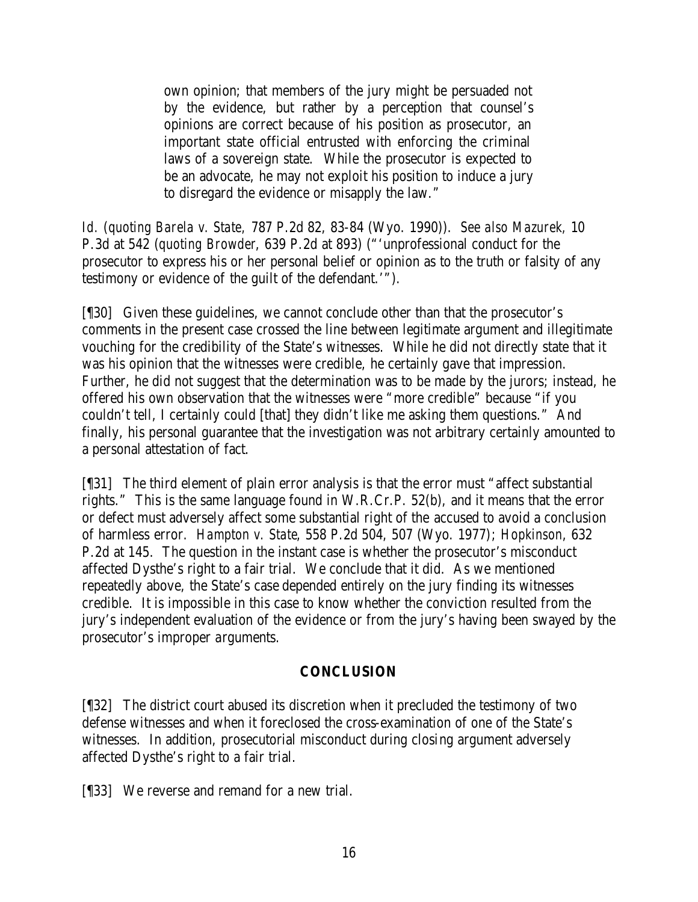> own opinion; that members of the jury might be persuaded not by the evidence, but rather by a perception that counsel's opinions are correct because of his position as prosecutor, an important state official entrusted with enforcing the criminal laws of a sovereign state. While the prosecutor is expected to be an advocate, he may not exploit his position to induce a jury to disregard the evidence or misapply the law."

*Id.* (*quoting Barela v. State*, 787 P.2d 82, 83-84 (Wyo. 1990)). *See also Mazurek*, 10 P.3d at 542 (*quoting Browder*, 639 P.2d at 893) ("'unprofessional conduct for the prosecutor to express his or her personal belief or opinion as to the truth or falsity of any testimony or evidence of the guilt of the defendant.'").

[¶30] Given these guidelines, we cannot conclude other than that the prosecutor's comments in the present case crossed the line between legitimate argument and illegitimate vouching for the credibility of the State's witnesses. While he did not directly state that it was his opinion that the witnesses were credible, he certainly gave that impression. Further, he did not suggest that the determination was to be made by the jurors; instead, he offered his own observation that the witnesses were "more credible" because "if you couldn't tell, I certainly could [that] they didn't like me asking them questions." And finally, his personal guarantee that the investigation was not arbitrary certainly amounted to a personal attestation of fact.

[¶31] The third element of plain error analysis is that the error must "affect substantial rights." This is the same language found in W.R.Cr.P. 52(b), and it means that the error or defect must adversely affect some substantial right of the accused to avoid a conclusion of harmless error. *Hampton v. State*, 558 P.2d 504, 507 (Wyo. 1977); *Hopkinson*, 632 P.2d at 145. The question in the instant case is whether the prosecutor's misconduct affected Dysthe's right to a fair trial. We conclude that it did. As we mentioned repeatedly above, the State's case depended entirely on the jury finding its witnesses credible. It is impossible in this case to know whether the conviction resulted from the jury's independent evaluation of the evidence or from the jury's having been swayed by the prosecutor's improper arguments.

## CONCLUSION

[¶32] The district court abused its discretion when it precluded the testimony of two defense witnesses and when it foreclosed the cross-examination of one of the State's witnesses. In addition, prosecutorial misconduct during closing argument adversely affected Dysthe's right to a fair trial.

[¶33] We reverse and remand for a new trial.